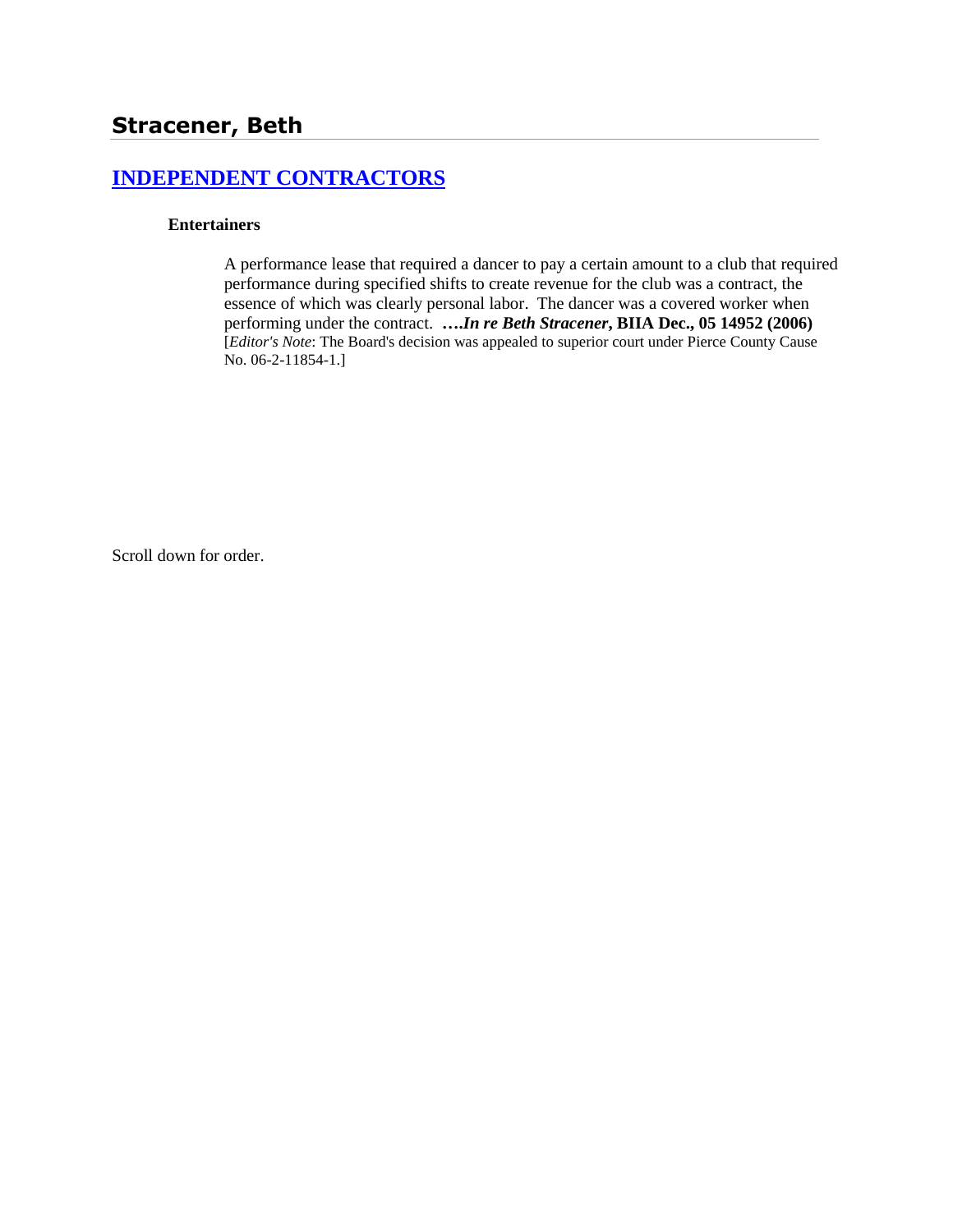# Stracener, Beth

## INDEPENDENT CONTRACTORS

### Entertainers

A performance lease that required a dancer to pay a certain amount to a club that required performance during specified shifts to create revenue for the club was a contract, the essence of which was clearly personal labor. The dancer was a covered worker when performing under the contract. ***….In re Beth Stracener*, BIIA Dec., 05 14952 (2006)** [*Editor's Note*: The Board's decision was appealed to superior court under Pierce County Cause No. 06-2-11854-1.]

Scroll down for order.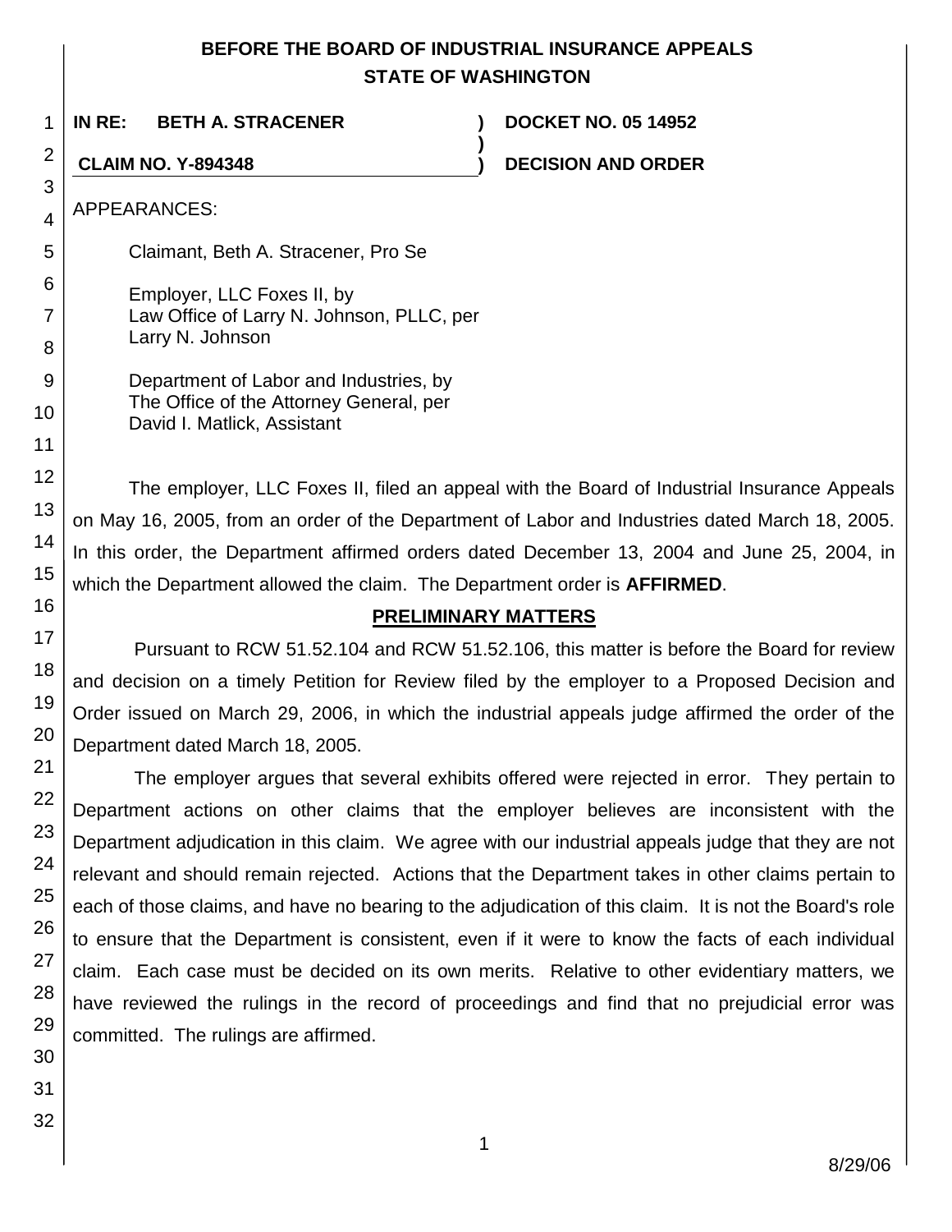# BEFORE THE BOARD OF INDUSTRIAL INSURANCE APPEALS
# STATE OF WASHINGTON

**IN RE: BETH A. STRACENER** ) **DOCKET NO. 05 14952**
)
**CLAIM NO. Y-894348** ) **DECISION AND ORDER**

APPEARANCES:

Claimant, Beth A. Stracener, Pro Se

Employer, LLC Foxes II, by
Law Office of Larry N. Johnson, PLLC, per
Larry N. Johnson

Department of Labor and Industries, by
The Office of the Attorney General, per
David I. Matlick, Assistant

The employer, LLC Foxes II, filed an appeal with the Board of Industrial Insurance Appeals on May 16, 2005, from an order of the Department of Labor and Industries dated March 18, 2005. In this order, the Department affirmed orders dated December 13, 2004 and June 25, 2004, in which the Department allowed the claim. The Department order is **AFFIRMED**.

## PRELIMINARY MATTERS

Pursuant to RCW 51.52.104 and RCW 51.52.106, this matter is before the Board for review and decision on a timely Petition for Review filed by the employer to a Proposed Decision and Order issued on March 29, 2006, in which the industrial appeals judge affirmed the order of the Department dated March 18, 2005.

The employer argues that several exhibits offered were rejected in error. They pertain to Department actions on other claims that the employer believes are inconsistent with the Department adjudication in this claim. We agree with our industrial appeals judge that they are not relevant and should remain rejected. Actions that the Department takes in other claims pertain to each of those claims, and have no bearing to the adjudication of this claim. It is not the Board's role to ensure that the Department is consistent, even if it were to know the facts of each individual claim. Each case must be decided on its own merits. Relative to other evidentiary matters, we have reviewed the rulings in the record of proceedings and find that no prejudicial error was committed. The rulings are affirmed.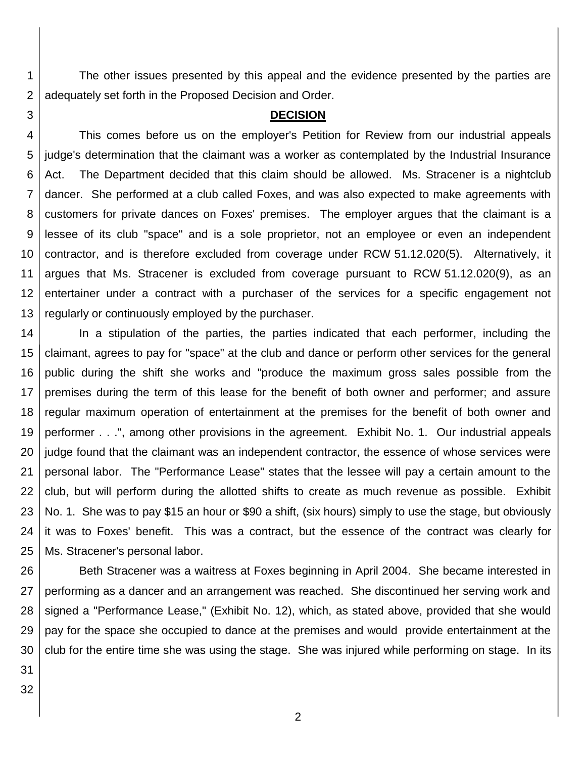The other issues presented by this appeal and the evidence presented by the parties are adequately set forth in the Proposed Decision and Order.

## DECISION

This comes before us on the employer's Petition for Review from our industrial appeals judge's determination that the claimant was a worker as contemplated by the Industrial Insurance Act. The Department decided that this claim should be allowed. Ms. Stracener is a nightclub dancer. She performed at a club called Foxes, and was also expected to make agreements with customers for private dances on Foxes' premises. The employer argues that the claimant is a lessee of its club "space" and is a sole proprietor, not an employee or even an independent contractor, and is therefore excluded from coverage under RCW 51.12.020(5). Alternatively, it argues that Ms. Stracener is excluded from coverage pursuant to RCW 51.12.020(9), as an entertainer under a contract with a purchaser of the services for a specific engagement not regularly or continuously employed by the purchaser.

In a stipulation of the parties, the parties indicated that each performer, including the claimant, agrees to pay for "space" at the club and dance or perform other services for the general public during the shift she works and "produce the maximum gross sales possible from the premises during the term of this lease for the benefit of both owner and performer; and assure regular maximum operation of entertainment at the premises for the benefit of both owner and performer . . .", among other provisions in the agreement. Exhibit No. 1. Our industrial appeals judge found that the claimant was an independent contractor, the essence of whose services were personal labor. The "Performance Lease" states that the lessee will pay a certain amount to the club, but will perform during the allotted shifts to create as much revenue as possible. Exhibit No. 1. She was to pay $15 an hour or $90 a shift, (six hours) simply to use the stage, but obviously it was to Foxes' benefit. This was a contract, but the essence of the contract was clearly for Ms. Stracener's personal labor.

Beth Stracener was a waitress at Foxes beginning in April 2004. She became interested in performing as a dancer and an arrangement was reached. She discontinued her serving work and signed a "Performance Lease," (Exhibit No. 12), which, as stated above, provided that she would pay for the space she occupied to dance at the premises and would provide entertainment at the club for the entire time she was using the stage. She was injured while performing on stage. In its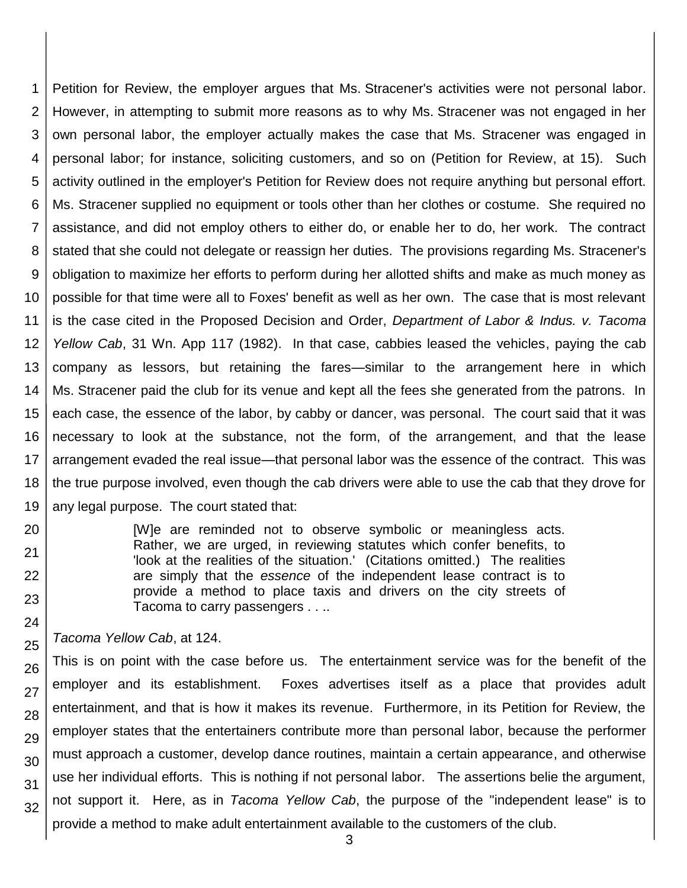Petition for Review, the employer argues that Ms. Stracener's activities were not personal labor. However, in attempting to submit more reasons as to why Ms. Stracener was not engaged in her own personal labor, the employer actually makes the case that Ms. Stracener was engaged in personal labor; for instance, soliciting customers, and so on (Petition for Review, at 15). Such activity outlined in the employer's Petition for Review does not require anything but personal effort. Ms. Stracener supplied no equipment or tools other than her clothes or costume. She required no assistance, and did not employ others to either do, or enable her to do, her work. The contract stated that she could not delegate or reassign her duties. The provisions regarding Ms. Stracener's obligation to maximize her efforts to perform during her allotted shifts and make as much money as possible for that time were all to Foxes' benefit as well as her own. The case that is most relevant is the case cited in the Proposed Decision and Order, *Department of Labor & Indus. v. Tacoma Yellow Cab*, 31 Wn. App 117 (1982). In that case, cabbies leased the vehicles, paying the cab company as lessors, but retaining the fares—similar to the arrangement here in which Ms. Stracener paid the club for its venue and kept all the fees she generated from the patrons. In each case, the essence of the labor, by cabby or dancer, was personal. The court said that it was necessary to look at the substance, not the form, of the arrangement, and that the lease arrangement evaded the real issue—that personal labor was the essence of the contract. This was the true purpose involved, even though the cab drivers were able to use the cab that they drove for any legal purpose. The court stated that:

> [W]e are reminded not to observe symbolic or meaningless acts. Rather, we are urged, in reviewing statutes which confer benefits, to 'look at the realities of the situation.' (Citations omitted.) The realities are simply that the *essence* of the independent lease contract is to provide a method to place taxis and drivers on the city streets of Tacoma to carry passengers . . ..

*Tacoma Yellow Cab*, at 124.

This is on point with the case before us. The entertainment service was for the benefit of the employer and its establishment. Foxes advertises itself as a place that provides adult entertainment, and that is how it makes its revenue. Furthermore, in its Petition for Review, the employer states that the entertainers contribute more than personal labor, because the performer must approach a customer, develop dance routines, maintain a certain appearance, and otherwise use her individual efforts. This is nothing if not personal labor. The assertions belie the argument, not support it. Here, as in *Tacoma Yellow Cab*, the purpose of the "independent lease" is to provide a method to make adult entertainment available to the customers of the club.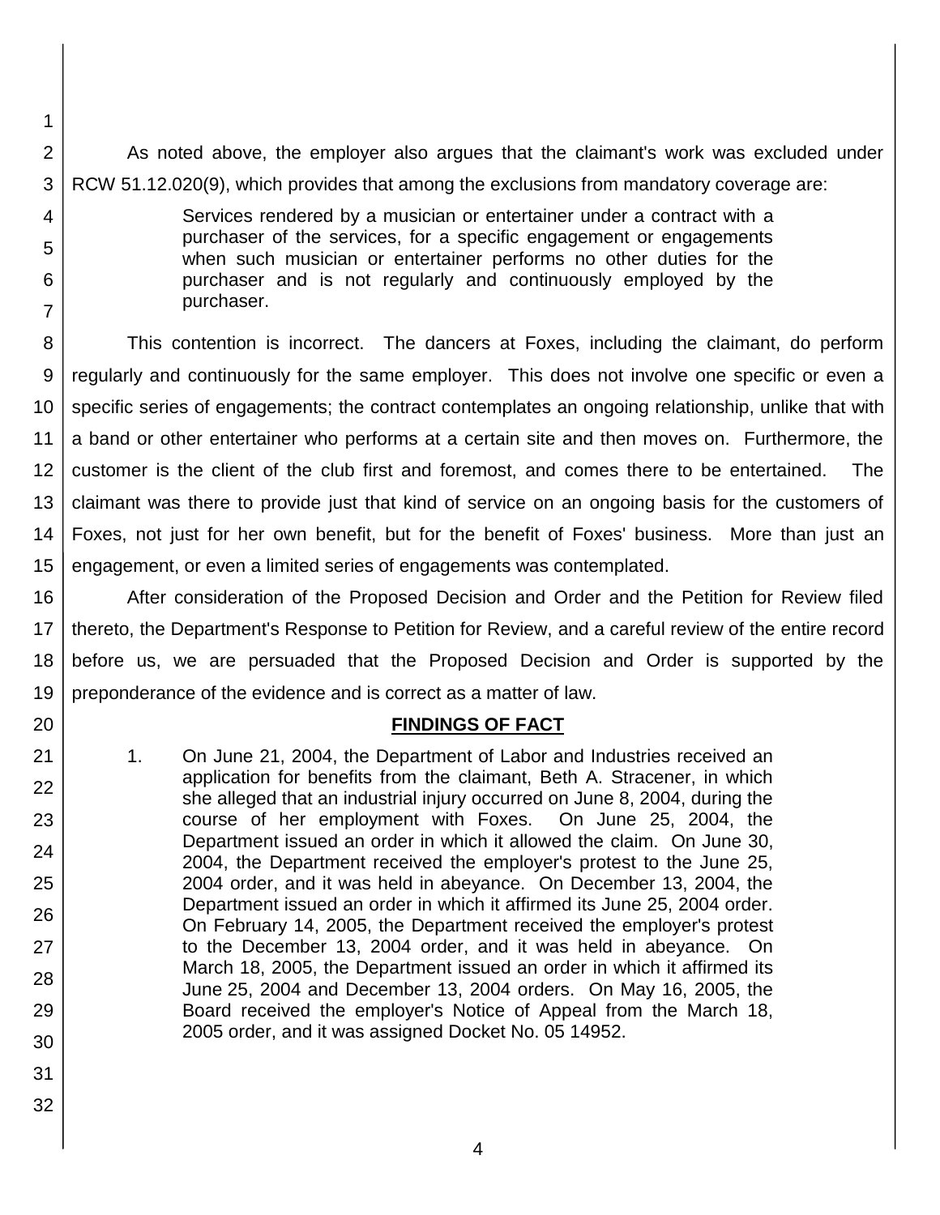As noted above, the employer also argues that the claimant's work was excluded under RCW 51.12.020(9), which provides that among the exclusions from mandatory coverage are:

> Services rendered by a musician or entertainer under a contract with a purchaser of the services, for a specific engagement or engagements when such musician or entertainer performs no other duties for the purchaser and is not regularly and continuously employed by the purchaser.

This contention is incorrect. The dancers at Foxes, including the claimant, do perform regularly and continuously for the same employer. This does not involve one specific or even a specific series of engagements; the contract contemplates an ongoing relationship, unlike that with a band or other entertainer who performs at a certain site and then moves on. Furthermore, the customer is the client of the club first and foremost, and comes there to be entertained. The claimant was there to provide just that kind of service on an ongoing basis for the customers of Foxes, not just for her own benefit, but for the benefit of Foxes' business. More than just an engagement, or even a limited series of engagements was contemplated.

After consideration of the Proposed Decision and Order and the Petition for Review filed thereto, the Department's Response to Petition for Review, and a careful review of the entire record before us, we are persuaded that the Proposed Decision and Order is supported by the preponderance of the evidence and is correct as a matter of law.

## FINDINGS OF FACT

1. On June 21, 2004, the Department of Labor and Industries received an application for benefits from the claimant, Beth A. Stracener, in which she alleged that an industrial injury occurred on June 8, 2004, during the course of her employment with Foxes. On June 25, 2004, the Department issued an order in which it allowed the claim. On June 30, 2004, the Department received the employer's protest to the June 25, 2004 order, and it was held in abeyance. On December 13, 2004, the Department issued an order in which it affirmed its June 25, 2004 order. On February 14, 2005, the Department received the employer's protest to the December 13, 2004 order, and it was held in abeyance. On March 18, 2005, the Department issued an order in which it affirmed its June 25, 2004 and December 13, 2004 orders. On May 16, 2005, the Board received the employer's Notice of Appeal from the March 18, 2005 order, and it was assigned Docket No. 05 14952.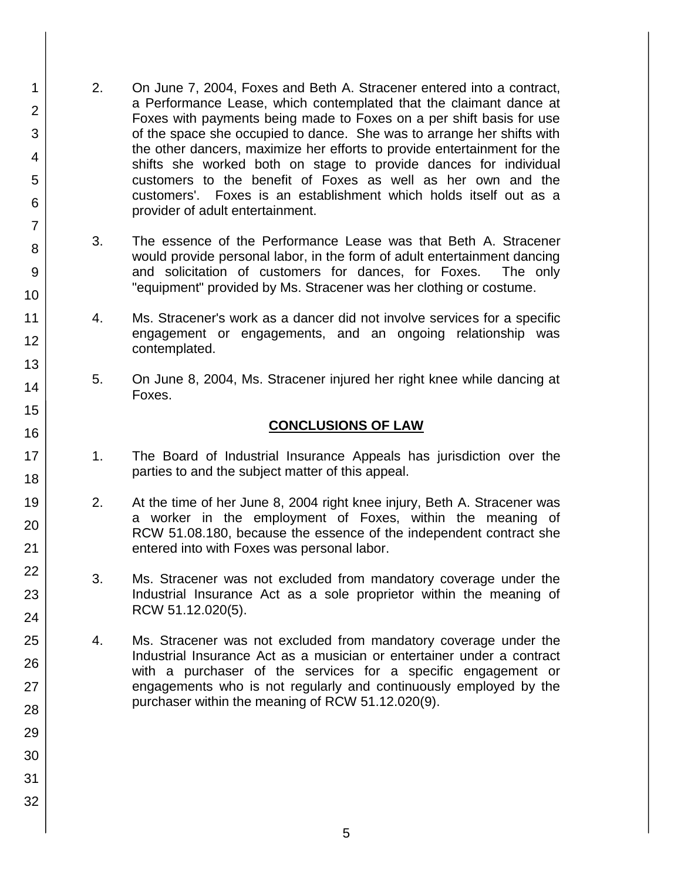2. On June 7, 2004, Foxes and Beth A. Stracener entered into a contract, a Performance Lease, which contemplated that the claimant dance at Foxes with payments being made to Foxes on a per shift basis for use of the space she occupied to dance. She was to arrange her shifts with the other dancers, maximize her efforts to provide entertainment for the shifts she worked both on stage to provide dances for individual customers to the benefit of Foxes as well as her own and the customers'. Foxes is an establishment which holds itself out as a provider of adult entertainment.

3. The essence of the Performance Lease was that Beth A. Stracener would provide personal labor, in the form of adult entertainment dancing and solicitation of customers for dances, for Foxes. The only "equipment" provided by Ms. Stracener was her clothing or costume.

4. Ms. Stracener's work as a dancer did not involve services for a specific engagement or engagements, and an ongoing relationship was contemplated.

5. On June 8, 2004, Ms. Stracener injured her right knee while dancing at Foxes.

## CONCLUSIONS OF LAW

1. The Board of Industrial Insurance Appeals has jurisdiction over the parties to and the subject matter of this appeal.

2. At the time of her June 8, 2004 right knee injury, Beth A. Stracener was a worker in the employment of Foxes, within the meaning of RCW 51.08.180, because the essence of the independent contract she entered into with Foxes was personal labor.

3. Ms. Stracener was not excluded from mandatory coverage under the Industrial Insurance Act as a sole proprietor within the meaning of RCW 51.12.020(5).

4. Ms. Stracener was not excluded from mandatory coverage under the Industrial Insurance Act as a musician or entertainer under a contract with a purchaser of the services for a specific engagement or engagements who is not regularly and continuously employed by the purchaser within the meaning of RCW 51.12.020(9).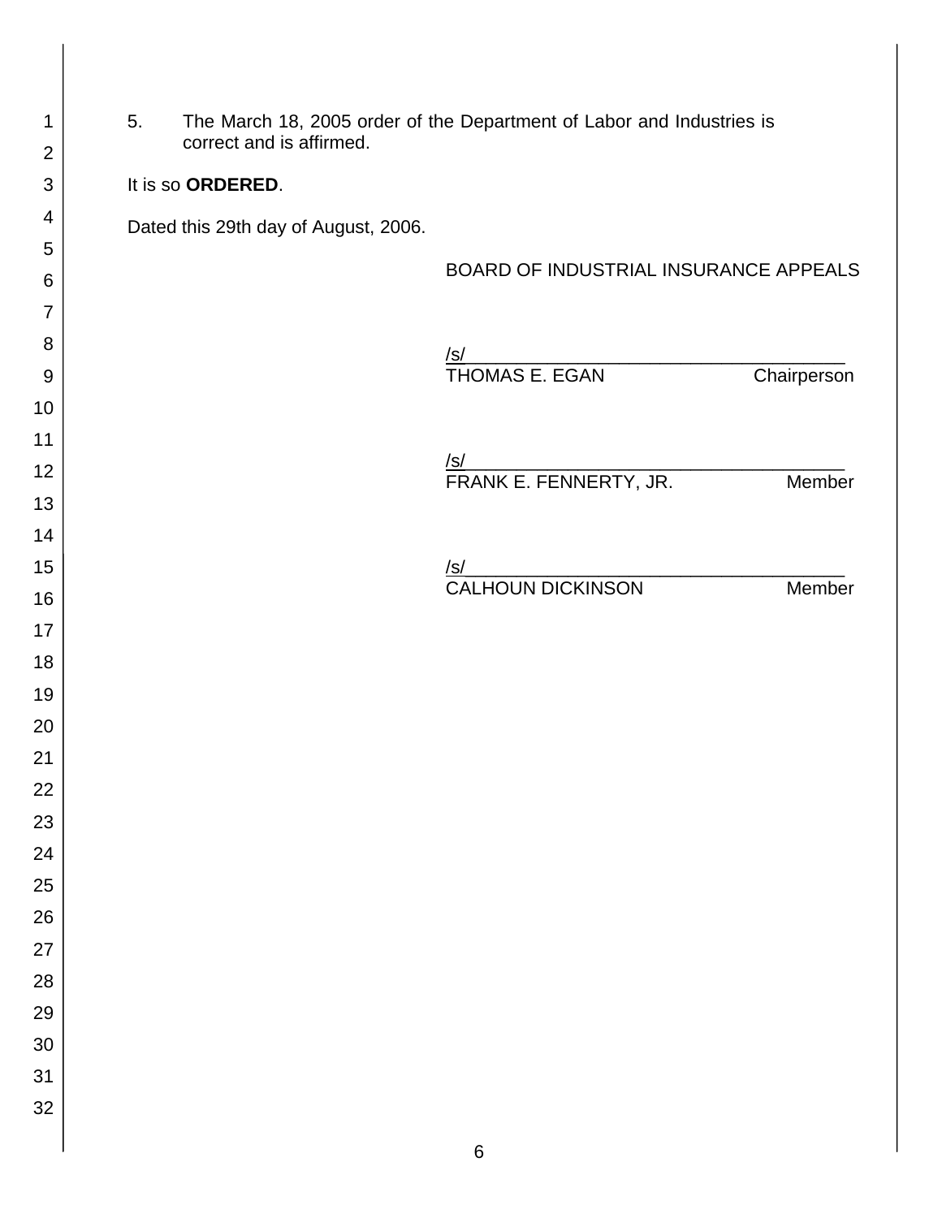5. The March 18, 2005 order of the Department of Labor and Industries is correct and is affirmed.

It is so **ORDERED**.

Dated this 29th day of August, 2006.

BOARD OF INDUSTRIAL INSURANCE APPEALS

/s/
THOMAS E. EGAN Chairperson

/s/
FRANK E. FENNERTY, JR. Member

/s/
CALHOUN DICKINSON Member